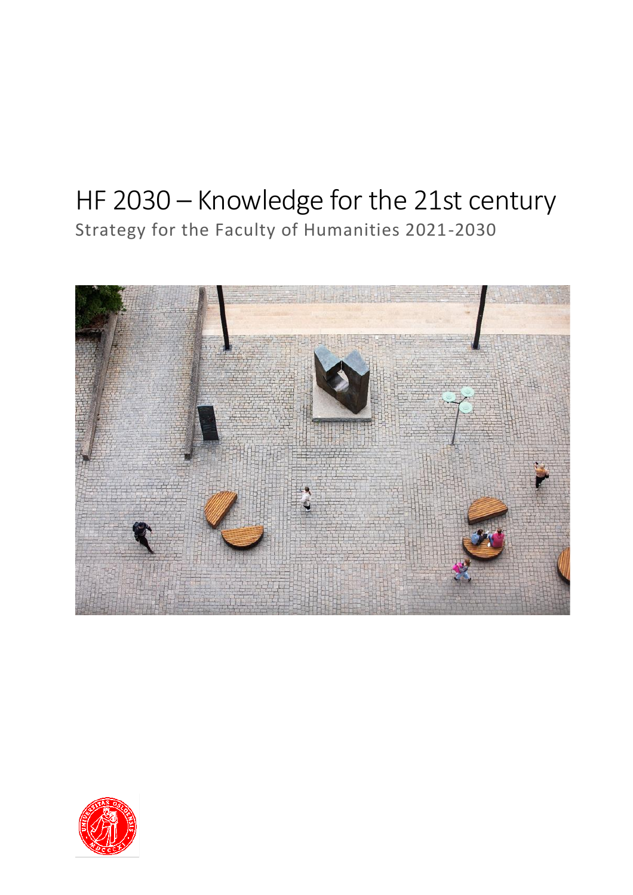# HF 2030 – Knowledge for the 21st century

Strategy for the Faculty of Humanities 2021-2030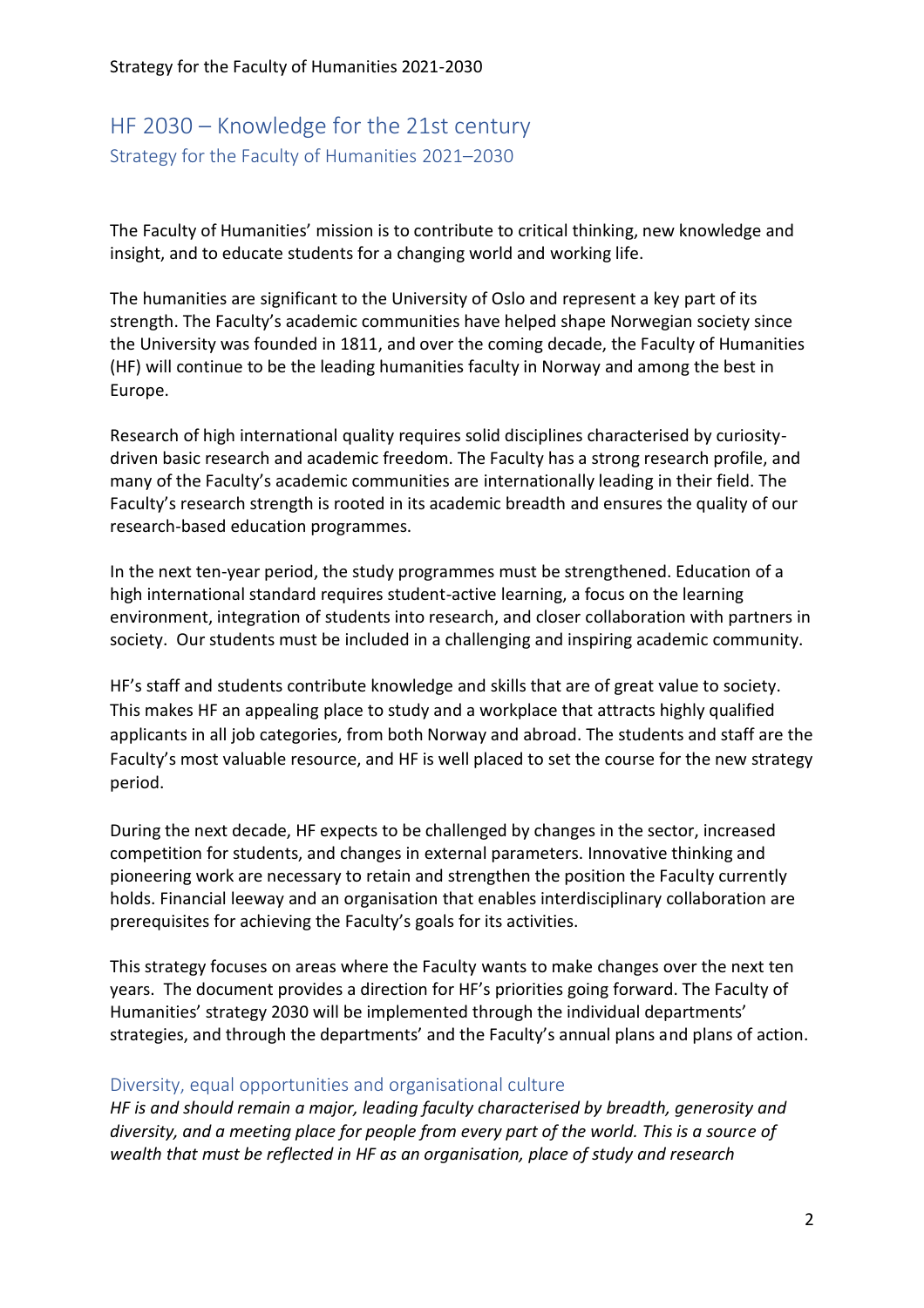# HF 2030 – Knowledge for the 21st century

## Strategy for the Faculty of Humanities 2021–2030

The Faculty of Humanities' mission is to contribute to critical thinking, new knowledge and insight, and to educate students for a changing world and working life.

The humanities are significant to the University of Oslo and represent a key part of its strength. The Faculty's academic communities have helped shape Norwegian society since the University was founded in 1811, and over the coming decade, the Faculty of Humanities (HF) will continue to be the leading humanities faculty in Norway and among the best in Europe.

Research of high international quality requires solid disciplines characterised by curiosity-driven basic research and academic freedom. The Faculty has a strong research profile, and many of the Faculty's academic communities are internationally leading in their field. The Faculty's research strength is rooted in its academic breadth and ensures the quality of our research-based education programmes.

In the next ten-year period, the study programmes must be strengthened. Education of a high international standard requires student-active learning, a focus on the learning environment, integration of students into research, and closer collaboration with partners in society. Our students must be included in a challenging and inspiring academic community.

HF's staff and students contribute knowledge and skills that are of great value to society. This makes HF an appealing place to study and a workplace that attracts highly qualified applicants in all job categories, from both Norway and abroad. The students and staff are the Faculty's most valuable resource, and HF is well placed to set the course for the new strategy period.

During the next decade, HF expects to be challenged by changes in the sector, increased competition for students, and changes in external parameters. Innovative thinking and pioneering work are necessary to retain and strengthen the position the Faculty currently holds. Financial leeway and an organisation that enables interdisciplinary collaboration are prerequisites for achieving the Faculty's goals for its activities.

This strategy focuses on areas where the Faculty wants to make changes over the next ten years. The document provides a direction for HF's priorities going forward. The Faculty of Humanities' strategy 2030 will be implemented through the individual departments' strategies, and through the departments' and the Faculty's annual plans and plans of action.

### Diversity, equal opportunities and organisational culture

*HF is and should remain a major, leading faculty characterised by breadth, generosity and diversity, and a meeting place for people from every part of the world. This is a source of wealth that must be reflected in HF as an organisation, place of study and research*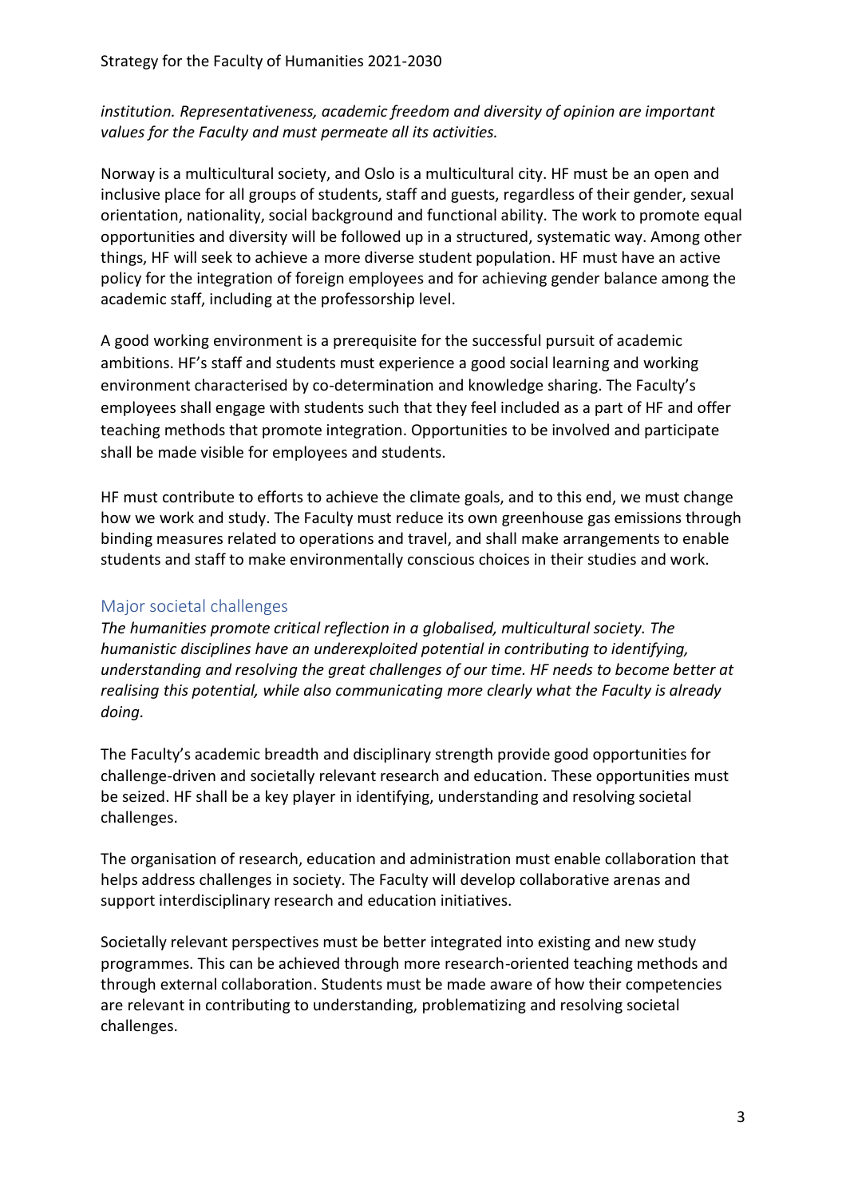*institution. Representativeness, academic freedom and diversity of opinion are important values for the Faculty and must permeate all its activities.*

Norway is a multicultural society, and Oslo is a multicultural city. HF must be an open and inclusive place for all groups of students, staff and guests, regardless of their gender, sexual orientation, nationality, social background and functional ability. The work to promote equal opportunities and diversity will be followed up in a structured, systematic way. Among other things, HF will seek to achieve a more diverse student population. HF must have an active policy for the integration of foreign employees and for achieving gender balance among the academic staff, including at the professorship level.

A good working environment is a prerequisite for the successful pursuit of academic ambitions. HF's staff and students must experience a good social learning and working environment characterised by co-determination and knowledge sharing. The Faculty's employees shall engage with students such that they feel included as a part of HF and offer teaching methods that promote integration. Opportunities to be involved and participate shall be made visible for employees and students.

HF must contribute to efforts to achieve the climate goals, and to this end, we must change how we work and study. The Faculty must reduce its own greenhouse gas emissions through binding measures related to operations and travel, and shall make arrangements to enable students and staff to make environmentally conscious choices in their studies and work.

## Major societal challenges

*The humanities promote critical reflection in a globalised, multicultural society. The humanistic disciplines have an underexploited potential in contributing to identifying, understanding and resolving the great challenges of our time. HF needs to become better at realising this potential, while also communicating more clearly what the Faculty is already doing.*

The Faculty's academic breadth and disciplinary strength provide good opportunities for challenge-driven and societally relevant research and education. These opportunities must be seized. HF shall be a key player in identifying, understanding and resolving societal challenges.

The organisation of research, education and administration must enable collaboration that helps address challenges in society. The Faculty will develop collaborative arenas and support interdisciplinary research and education initiatives.

Societally relevant perspectives must be better integrated into existing and new study programmes. This can be achieved through more research-oriented teaching methods and through external collaboration. Students must be made aware of how their competencies are relevant in contributing to understanding, problematizing and resolving societal challenges.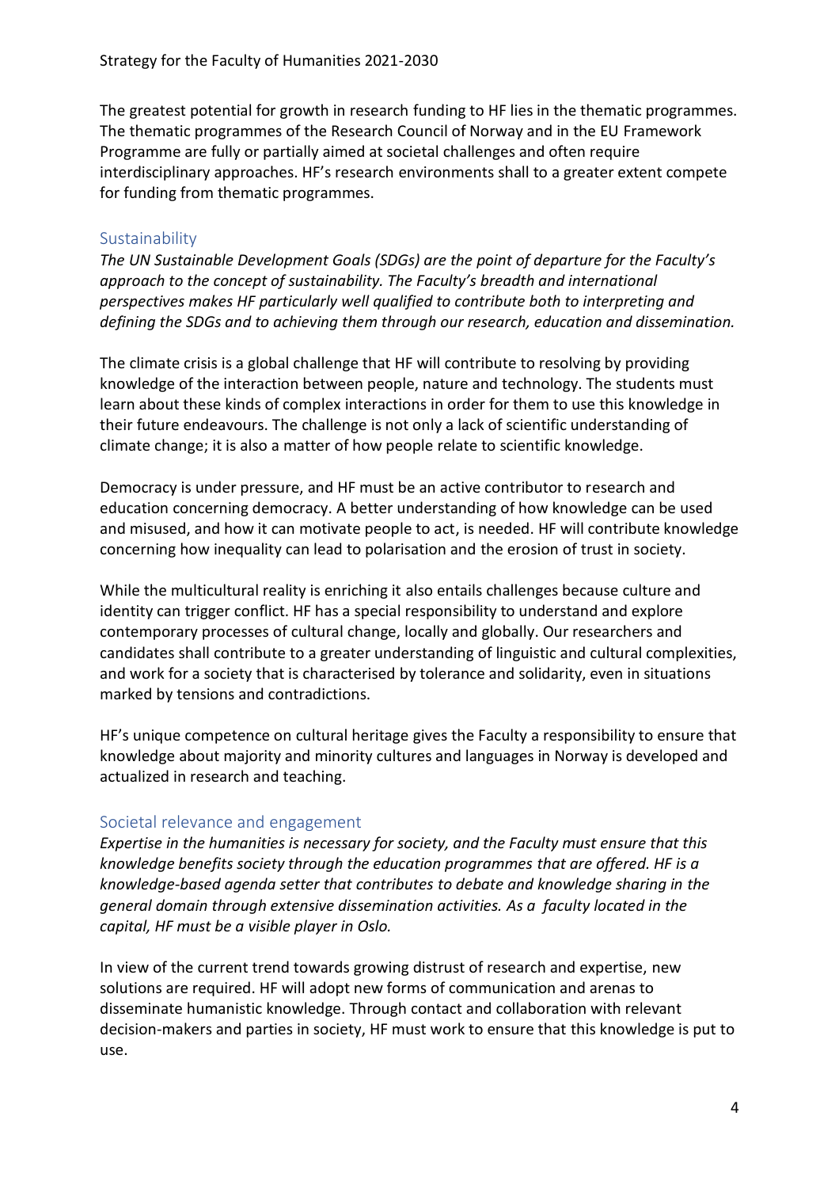The greatest potential for growth in research funding to HF lies in the thematic programmes. The thematic programmes of the Research Council of Norway and in the EU Framework Programme are fully or partially aimed at societal challenges and often require interdisciplinary approaches. HF's research environments shall to a greater extent compete for funding from thematic programmes.

## Sustainability

*The UN Sustainable Development Goals (SDGs) are the point of departure for the Faculty's approach to the concept of sustainability. The Faculty's breadth and international perspectives makes HF particularly well qualified to contribute both to interpreting and defining the SDGs and to achieving them through our research, education and dissemination.*

The climate crisis is a global challenge that HF will contribute to resolving by providing knowledge of the interaction between people, nature and technology. The students must learn about these kinds of complex interactions in order for them to use this knowledge in their future endeavours. The challenge is not only a lack of scientific understanding of climate change; it is also a matter of how people relate to scientific knowledge.

Democracy is under pressure, and HF must be an active contributor to research and education concerning democracy. A better understanding of how knowledge can be used and misused, and how it can motivate people to act, is needed. HF will contribute knowledge concerning how inequality can lead to polarisation and the erosion of trust in society.

While the multicultural reality is enriching it also entails challenges because culture and identity can trigger conflict. HF has a special responsibility to understand and explore contemporary processes of cultural change, locally and globally. Our researchers and candidates shall contribute to a greater understanding of linguistic and cultural complexities, and work for a society that is characterised by tolerance and solidarity, even in situations marked by tensions and contradictions.

HF's unique competence on cultural heritage gives the Faculty a responsibility to ensure that knowledge about majority and minority cultures and languages in Norway is developed and actualized in research and teaching.

## Societal relevance and engagement

*Expertise in the humanities is necessary for society, and the Faculty must ensure that this knowledge benefits society through the education programmes that are offered. HF is a knowledge-based agenda setter that contributes to debate and knowledge sharing in the general domain through extensive dissemination activities. As a faculty located in the capital, HF must be a visible player in Oslo.*

In view of the current trend towards growing distrust of research and expertise, new solutions are required. HF will adopt new forms of communication and arenas to disseminate humanistic knowledge. Through contact and collaboration with relevant decision-makers and parties in society, HF must work to ensure that this knowledge is put to use.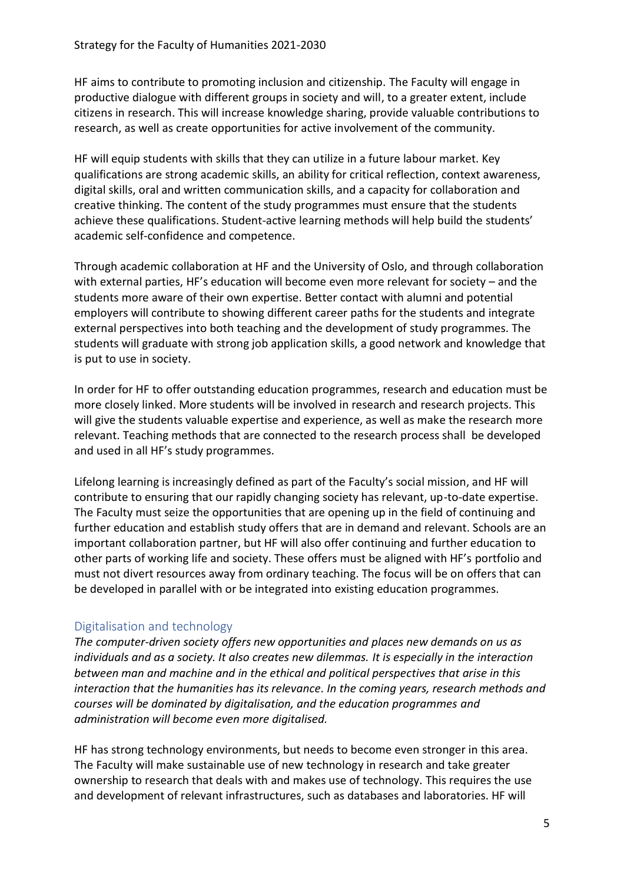HF aims to contribute to promoting inclusion and citizenship. The Faculty will engage in productive dialogue with different groups in society and will, to a greater extent, include citizens in research. This will increase knowledge sharing, provide valuable contributions to research, as well as create opportunities for active involvement of the community.

HF will equip students with skills that they can utilize in a future labour market. Key qualifications are strong academic skills, an ability for critical reflection, context awareness, digital skills, oral and written communication skills, and a capacity for collaboration and creative thinking. The content of the study programmes must ensure that the students achieve these qualifications. Student-active learning methods will help build the students' academic self-confidence and competence.

Through academic collaboration at HF and the University of Oslo, and through collaboration with external parties, HF's education will become even more relevant for society – and the students more aware of their own expertise. Better contact with alumni and potential employers will contribute to showing different career paths for the students and integrate external perspectives into both teaching and the development of study programmes. The students will graduate with strong job application skills, a good network and knowledge that is put to use in society.

In order for HF to offer outstanding education programmes, research and education must be more closely linked. More students will be involved in research and research projects. This will give the students valuable expertise and experience, as well as make the research more relevant. Teaching methods that are connected to the research process shall be developed and used in all HF's study programmes.

Lifelong learning is increasingly defined as part of the Faculty's social mission, and HF will contribute to ensuring that our rapidly changing society has relevant, up-to-date expertise. The Faculty must seize the opportunities that are opening up in the field of continuing and further education and establish study offers that are in demand and relevant. Schools are an important collaboration partner, but HF will also offer continuing and further education to other parts of working life and society. These offers must be aligned with HF's portfolio and must not divert resources away from ordinary teaching. The focus will be on offers that can be developed in parallel with or be integrated into existing education programmes.

## Digitalisation and technology

*The computer-driven society offers new opportunities and places new demands on us as individuals and as a society. It also creates new dilemmas. It is especially in the interaction between man and machine and in the ethical and political perspectives that arise in this interaction that the humanities has its relevance. In the coming years, research methods and courses will be dominated by digitalisation, and the education programmes and administration will become even more digitalised.*

HF has strong technology environments, but needs to become even stronger in this area. The Faculty will make sustainable use of new technology in research and take greater ownership to research that deals with and makes use of technology. This requires the use and development of relevant infrastructures, such as databases and laboratories. HF will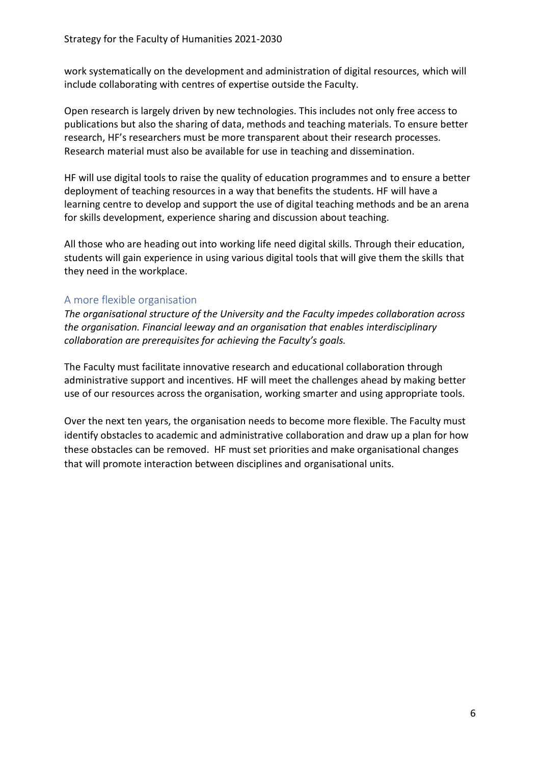work systematically on the development and administration of digital resources, which will include collaborating with centres of expertise outside the Faculty.

Open research is largely driven by new technologies. This includes not only free access to publications but also the sharing of data, methods and teaching materials. To ensure better research, HF's researchers must be more transparent about their research processes. Research material must also be available for use in teaching and dissemination.

HF will use digital tools to raise the quality of education programmes and to ensure a better deployment of teaching resources in a way that benefits the students. HF will have a learning centre to develop and support the use of digital teaching methods and be an arena for skills development, experience sharing and discussion about teaching.

All those who are heading out into working life need digital skills. Through their education, students will gain experience in using various digital tools that will give them the skills that they need in the workplace.

## A more flexible organisation

*The organisational structure of the University and the Faculty impedes collaboration across the organisation. Financial leeway and an organisation that enables interdisciplinary collaboration are prerequisites for achieving the Faculty's goals.*

The Faculty must facilitate innovative research and educational collaboration through administrative support and incentives. HF will meet the challenges ahead by making better use of our resources across the organisation, working smarter and using appropriate tools.

Over the next ten years, the organisation needs to become more flexible. The Faculty must identify obstacles to academic and administrative collaboration and draw up a plan for how these obstacles can be removed. HF must set priorities and make organisational changes that will promote interaction between disciplines and organisational units.